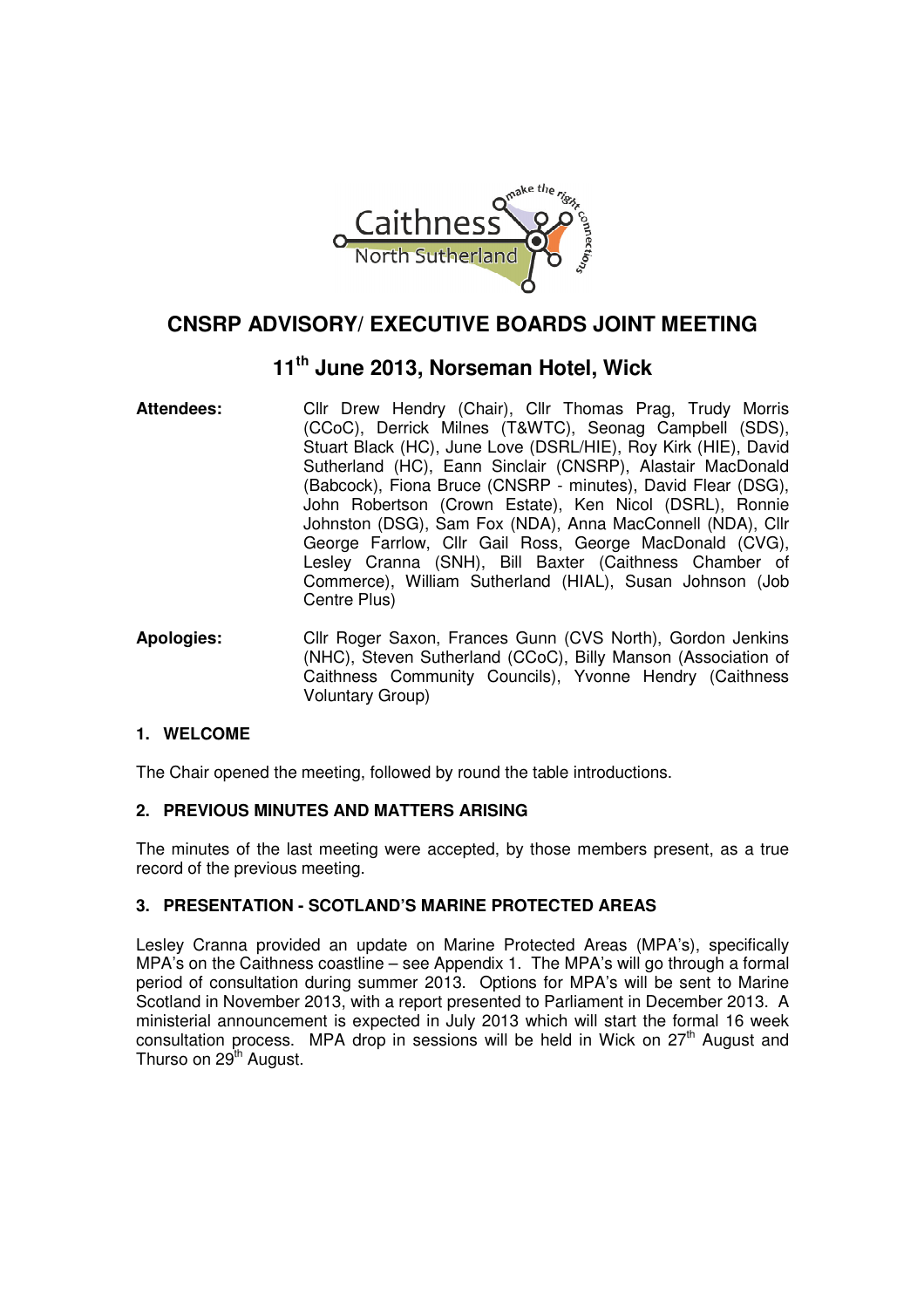# CNSRP ADVISORY/ EXECUTIVE BOARDS JOINT MEETING

## 11th June 2013, Norseman Hotel, Wick

**Attendees:** Cllr Drew Hendry (Chair), Cllr Thomas Prag, Trudy Morris (CCoC), Derrick Milnes (T&WTC), Seonag Campbell (SDS), Stuart Black (HC), June Love (DSRL/HIE), Roy Kirk (HIE), David Sutherland (HC), Eann Sinclair (CNSRP), Alastair MacDonald (Babcock), Fiona Bruce (CNSRP - minutes), David Flear (DSG), John Robertson (Crown Estate), Ken Nicol (DSRL), Ronnie Johnston (DSG), Sam Fox (NDA), Anna MacConnell (NDA), Cllr George Farrlow, Cllr Gail Ross, George MacDonald (CVG), Lesley Cranna (SNH), Bill Baxter (Caithness Chamber of Commerce), William Sutherland (HIAL), Susan Johnson (Job Centre Plus)

**Apologies:** Cllr Roger Saxon, Frances Gunn (CVS North), Gordon Jenkins (NHC), Steven Sutherland (CCoC), Billy Manson (Association of Caithness Community Councils), Yvonne Hendry (Caithness Voluntary Group)

### 1. WELCOME

The Chair opened the meeting, followed by round the table introductions.

### 2. PREVIOUS MINUTES AND MATTERS ARISING

The minutes of the last meeting were accepted, by those members present, as a true record of the previous meeting.

### 3. PRESENTATION - SCOTLAND'S MARINE PROTECTED AREAS

Lesley Cranna provided an update on Marine Protected Areas (MPA's), specifically MPA's on the Caithness coastline – see Appendix 1. The MPA's will go through a formal period of consultation during summer 2013. Options for MPA's will be sent to Marine Scotland in November 2013, with a report presented to Parliament in December 2013. A ministerial announcement is expected in July 2013 which will start the formal 16 week consultation process. MPA drop in sessions will be held in Wick on 27th August and Thurso on 29th August.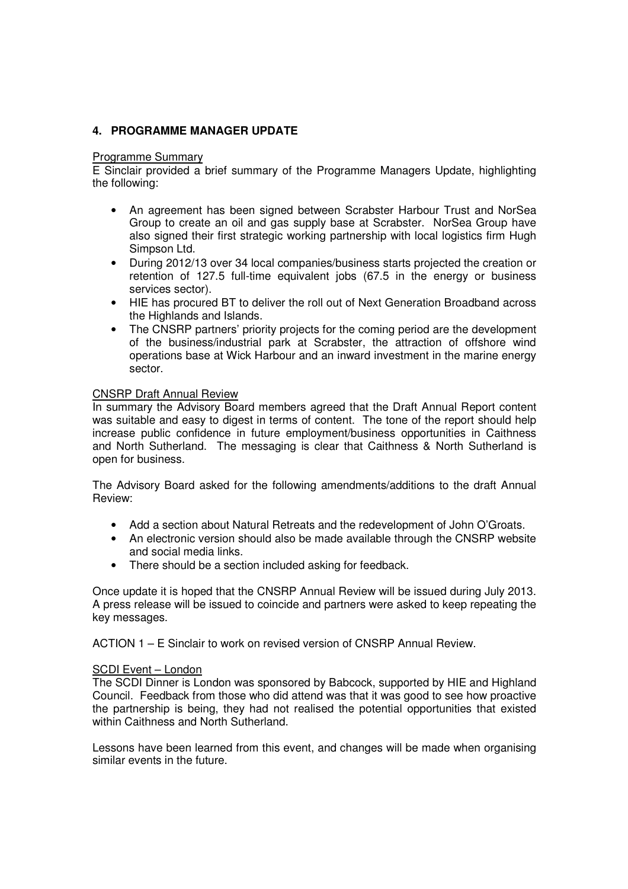## 4. PROGRAMME MANAGER UPDATE

Programme Summary

E Sinclair provided a brief summary of the Programme Managers Update, highlighting the following:

- An agreement has been signed between Scrabster Harbour Trust and NorSea Group to create an oil and gas supply base at Scrabster. NorSea Group have also signed their first strategic working partnership with local logistics firm Hugh Simpson Ltd.
- During 2012/13 over 34 local companies/business starts projected the creation or retention of 127.5 full-time equivalent jobs (67.5 in the energy or business services sector).
- HIE has procured BT to deliver the roll out of Next Generation Broadband across the Highlands and Islands.
- The CNSRP partners' priority projects for the coming period are the development of the business/industrial park at Scrabster, the attraction of offshore wind operations base at Wick Harbour and an inward investment in the marine energy sector.

CNSRP Draft Annual Review

In summary the Advisory Board members agreed that the Draft Annual Report content was suitable and easy to digest in terms of content. The tone of the report should help increase public confidence in future employment/business opportunities in Caithness and North Sutherland. The messaging is clear that Caithness & North Sutherland is open for business.

The Advisory Board asked for the following amendments/additions to the draft Annual Review:

- Add a section about Natural Retreats and the redevelopment of John O'Groats.
- An electronic version should also be made available through the CNSRP website and social media links.
- There should be a section included asking for feedback.

Once update it is hoped that the CNSRP Annual Review will be issued during July 2013. A press release will be issued to coincide and partners were asked to keep repeating the key messages.

ACTION 1 – E Sinclair to work on revised version of CNSRP Annual Review.

SCDI Event – London

The SCDI Dinner is London was sponsored by Babcock, supported by HIE and Highland Council. Feedback from those who did attend was that it was good to see how proactive the partnership is being, they had not realised the potential opportunities that existed within Caithness and North Sutherland.

Lessons have been learned from this event, and changes will be made when organising similar events in the future.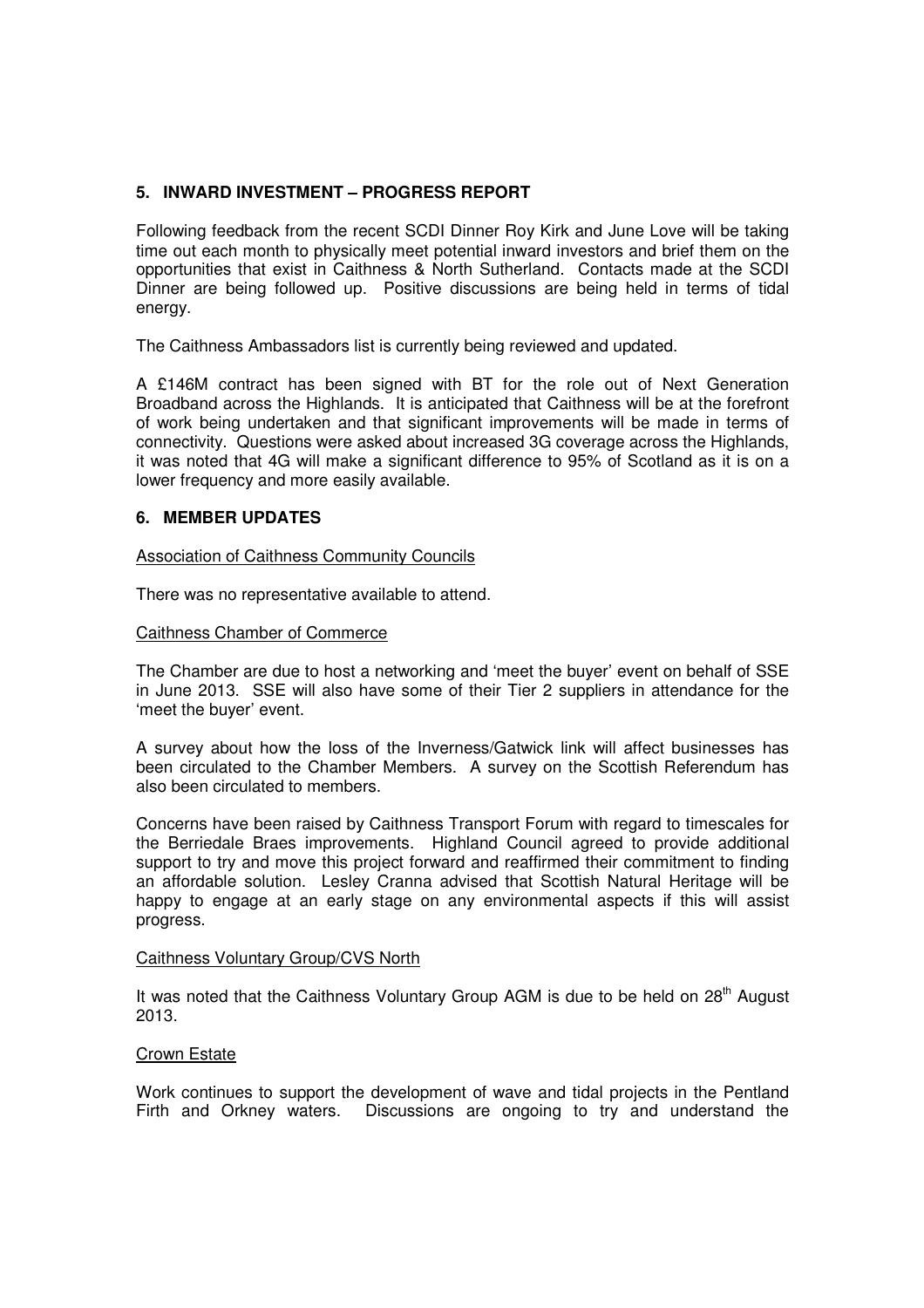## 5. INWARD INVESTMENT – PROGRESS REPORT

Following feedback from the recent SCDI Dinner Roy Kirk and June Love will be taking time out each month to physically meet potential inward investors and brief them on the opportunities that exist in Caithness & North Sutherland. Contacts made at the SCDI Dinner are being followed up. Positive discussions are being held in terms of tidal energy.

The Caithness Ambassadors list is currently being reviewed and updated.

A £146M contract has been signed with BT for the role out of Next Generation Broadband across the Highlands. It is anticipated that Caithness will be at the forefront of work being undertaken and that significant improvements will be made in terms of connectivity. Questions were asked about increased 3G coverage across the Highlands, it was noted that 4G will make a significant difference to 95% of Scotland as it is on a lower frequency and more easily available.

## 6. MEMBER UPDATES

<u>Association of Caithness Community Councils</u>

There was no representative available to attend.

<u>Caithness Chamber of Commerce</u>

The Chamber are due to host a networking and 'meet the buyer' event on behalf of SSE in June 2013. SSE will also have some of their Tier 2 suppliers in attendance for the 'meet the buyer' event.

A survey about how the loss of the Inverness/Gatwick link will affect businesses has been circulated to the Chamber Members. A survey on the Scottish Referendum has also been circulated to members.

Concerns have been raised by Caithness Transport Forum with regard to timescales for the Berriedale Braes improvements. Highland Council agreed to provide additional support to try and move this project forward and reaffirmed their commitment to finding an affordable solution. Lesley Cranna advised that Scottish Natural Heritage will be happy to engage at an early stage on any environmental aspects if this will assist progress.

<u>Caithness Voluntary Group/CVS North</u>

It was noted that the Caithness Voluntary Group AGM is due to be held on 28th August 2013.

<u>Crown Estate</u>

Work continues to support the development of wave and tidal projects in the Pentland Firth and Orkney waters. Discussions are ongoing to try and understand the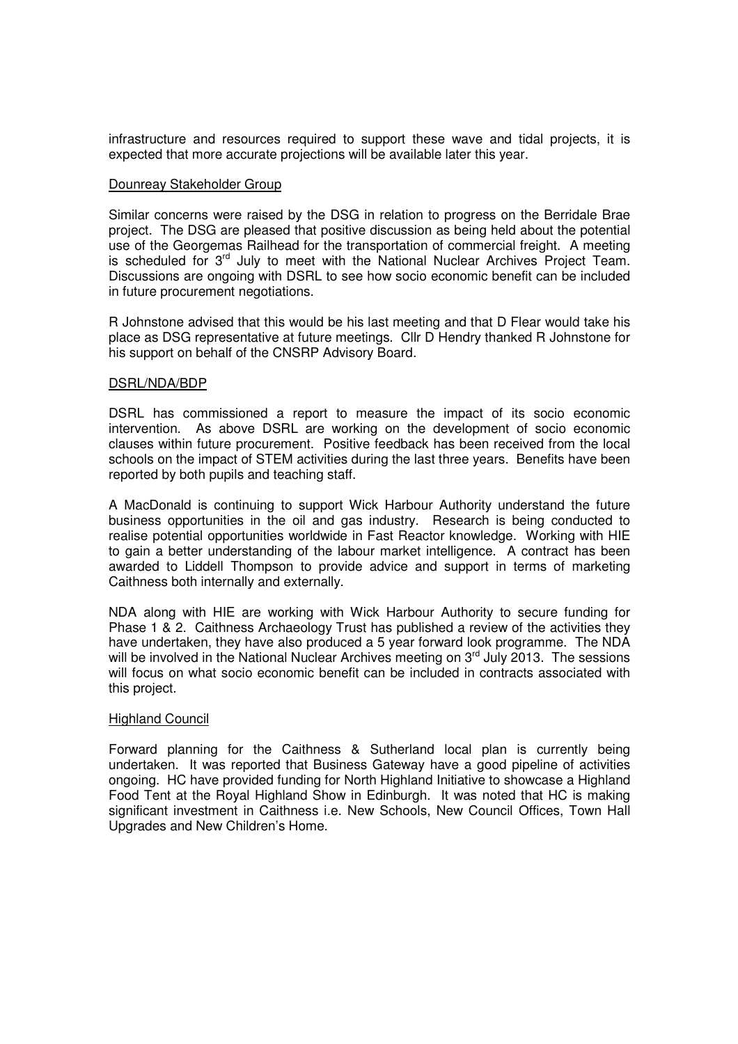infrastructure and resources required to support these wave and tidal projects, it is expected that more accurate projections will be available later this year.

Dounreay Stakeholder Group

Similar concerns were raised by the DSG in relation to progress on the Berridale Brae project. The DSG are pleased that positive discussion as being held about the potential use of the Georgemas Railhead for the transportation of commercial freight. A meeting is scheduled for 3rd July to meet with the National Nuclear Archives Project Team. Discussions are ongoing with DSRL to see how socio economic benefit can be included in future procurement negotiations.

R Johnstone advised that this would be his last meeting and that D Flear would take his place as DSG representative at future meetings. Cllr D Hendry thanked R Johnstone for his support on behalf of the CNSRP Advisory Board.

DSRL/NDA/BDP

DSRL has commissioned a report to measure the impact of its socio economic intervention. As above DSRL are working on the development of socio economic clauses within future procurement. Positive feedback has been received from the local schools on the impact of STEM activities during the last three years. Benefits have been reported by both pupils and teaching staff.

A MacDonald is continuing to support Wick Harbour Authority understand the future business opportunities in the oil and gas industry. Research is being conducted to realise potential opportunities worldwide in Fast Reactor knowledge. Working with HIE to gain a better understanding of the labour market intelligence. A contract has been awarded to Liddell Thompson to provide advice and support in terms of marketing Caithness both internally and externally.

NDA along with HIE are working with Wick Harbour Authority to secure funding for Phase 1 & 2. Caithness Archaeology Trust has published a review of the activities they have undertaken, they have also produced a 5 year forward look programme. The NDA will be involved in the National Nuclear Archives meeting on 3rd July 2013. The sessions will focus on what socio economic benefit can be included in contracts associated with this project.

Highland Council

Forward planning for the Caithness & Sutherland local plan is currently being undertaken. It was reported that Business Gateway have a good pipeline of activities ongoing. HC have provided funding for North Highland Initiative to showcase a Highland Food Tent at the Royal Highland Show in Edinburgh. It was noted that HC is making significant investment in Caithness i.e. New Schools, New Council Offices, Town Hall Upgrades and New Children's Home.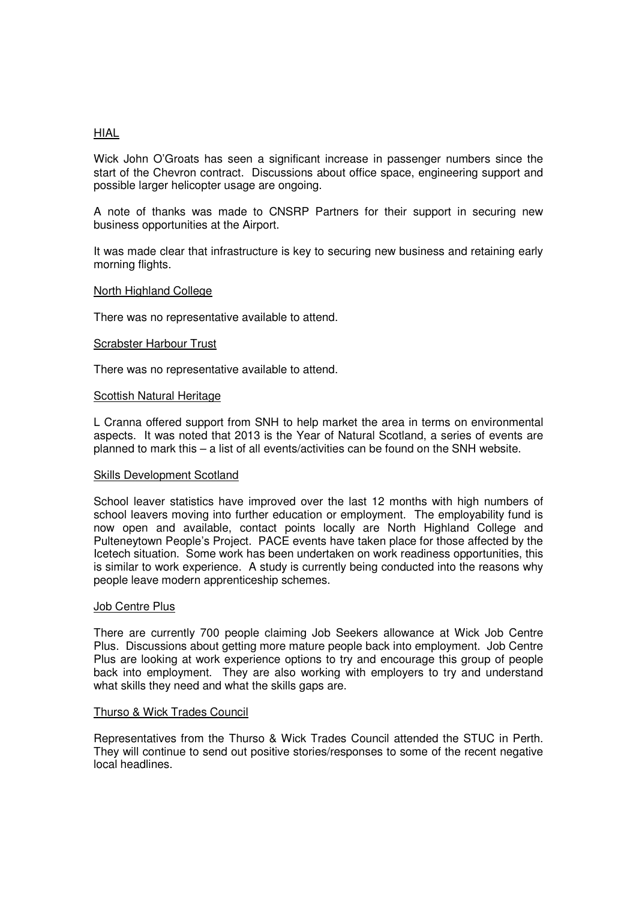HIAL

Wick John O'Groats has seen a significant increase in passenger numbers since the start of the Chevron contract. Discussions about office space, engineering support and possible larger helicopter usage are ongoing.

A note of thanks was made to CNSRP Partners for their support in securing new business opportunities at the Airport.

It was made clear that infrastructure is key to securing new business and retaining early morning flights.

North Highland College

There was no representative available to attend.

Scrabster Harbour Trust

There was no representative available to attend.

Scottish Natural Heritage

L Cranna offered support from SNH to help market the area in terms on environmental aspects. It was noted that 2013 is the Year of Natural Scotland, a series of events are planned to mark this – a list of all events/activities can be found on the SNH website.

Skills Development Scotland

School leaver statistics have improved over the last 12 months with high numbers of school leavers moving into further education or employment. The employability fund is now open and available, contact points locally are North Highland College and Pulteneytown People's Project. PACE events have taken place for those affected by the Icetech situation. Some work has been undertaken on work readiness opportunities, this is similar to work experience. A study is currently being conducted into the reasons why people leave modern apprenticeship schemes.

Job Centre Plus

There are currently 700 people claiming Job Seekers allowance at Wick Job Centre Plus. Discussions about getting more mature people back into employment. Job Centre Plus are looking at work experience options to try and encourage this group of people back into employment. They are also working with employers to try and understand what skills they need and what the skills gaps are.

Thurso & Wick Trades Council

Representatives from the Thurso & Wick Trades Council attended the STUC in Perth. They will continue to send out positive stories/responses to some of the recent negative local headlines.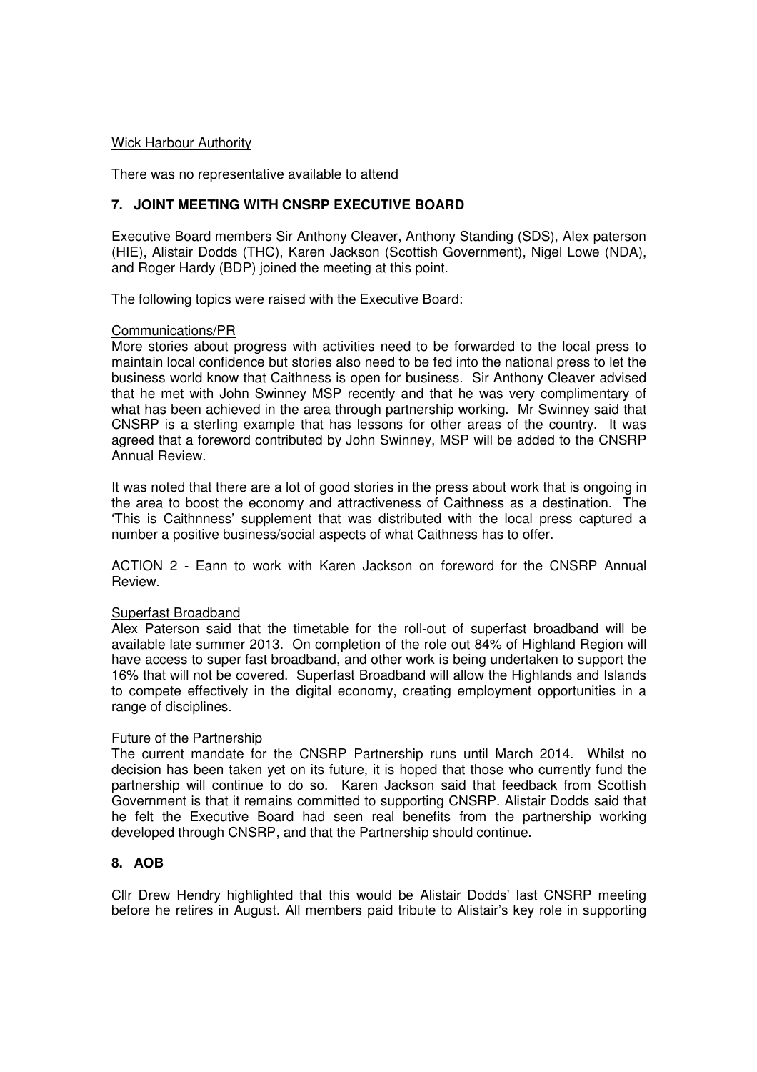Wick Harbour Authority

There was no representative available to attend

## 7. JOINT MEETING WITH CNSRP EXECUTIVE BOARD

Executive Board members Sir Anthony Cleaver, Anthony Standing (SDS), Alex paterson (HIE), Alistair Dodds (THC), Karen Jackson (Scottish Government), Nigel Lowe (NDA), and Roger Hardy (BDP) joined the meeting at this point.

The following topics were raised with the Executive Board:

Communications/PR

More stories about progress with activities need to be forwarded to the local press to maintain local confidence but stories also need to be fed into the national press to let the business world know that Caithness is open for business. Sir Anthony Cleaver advised that he met with John Swinney MSP recently and that he was very complimentary of what has been achieved in the area through partnership working. Mr Swinney said that CNSRP is a sterling example that has lessons for other areas of the country. It was agreed that a foreword contributed by John Swinney, MSP will be added to the CNSRP Annual Review.

It was noted that there are a lot of good stories in the press about work that is ongoing in the area to boost the economy and attractiveness of Caithness as a destination. The 'This is Caithnness' supplement that was distributed with the local press captured a number a positive business/social aspects of what Caithness has to offer.

ACTION 2 - Eann to work with Karen Jackson on foreword for the CNSRP Annual Review.

Superfast Broadband

Alex Paterson said that the timetable for the roll-out of superfast broadband will be available late summer 2013. On completion of the role out 84% of Highland Region will have access to super fast broadband, and other work is being undertaken to support the 16% that will not be covered. Superfast Broadband will allow the Highlands and Islands to compete effectively in the digital economy, creating employment opportunities in a range of disciplines.

Future of the Partnership

The current mandate for the CNSRP Partnership runs until March 2014. Whilst no decision has been taken yet on its future, it is hoped that those who currently fund the partnership will continue to do so. Karen Jackson said that feedback from Scottish Government is that it remains committed to supporting CNSRP. Alistair Dodds said that he felt the Executive Board had seen real benefits from the partnership working developed through CNSRP, and that the Partnership should continue.

## 8. AOB

Cllr Drew Hendry highlighted that this would be Alistair Dodds' last CNSRP meeting before he retires in August. All members paid tribute to Alistair's key role in supporting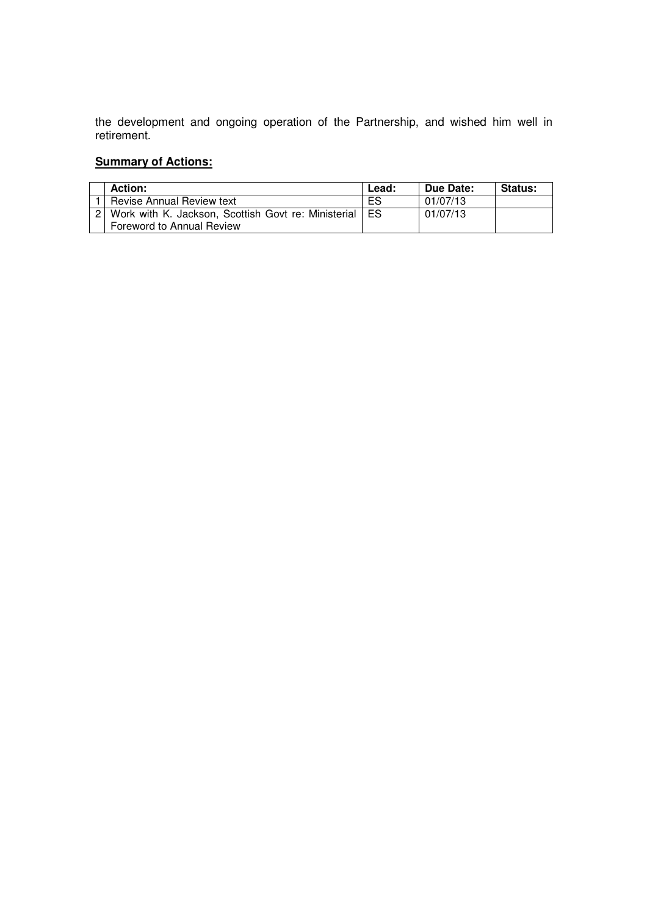the development and ongoing operation of the Partnership, and wished him well in retirement.

**Summary of Actions:**

| | Action: | Lead: | Due Date: | Status: |
|---|---|---|---|---|
| 1 | Revise Annual Review text | ES | 01/07/13 | |
| 2 | Work with K. Jackson, Scottish Govt re: Ministerial Foreword to Annual Review | ES | 01/07/13 | |